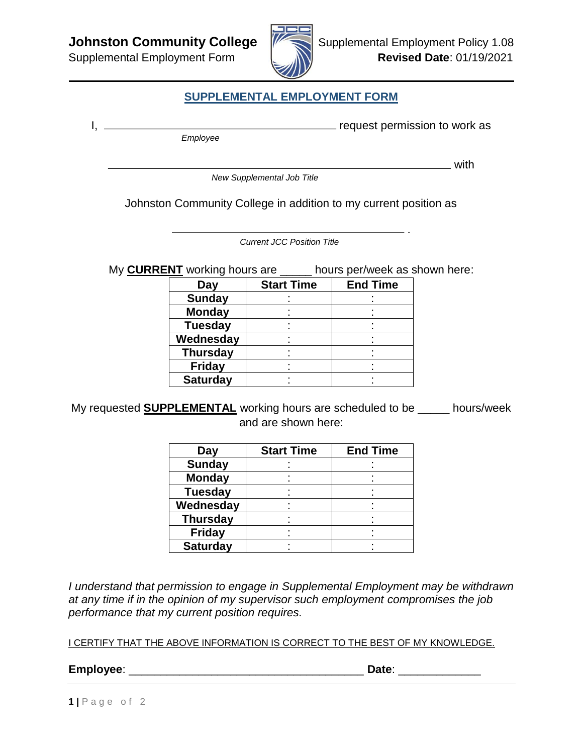**Johnston Community College**
Supplemental Employment Form

Supplemental Employment Policy 1.08
**Revised Date**: 01/19/2021

## SUPPLEMENTAL EMPLOYMENT FORM

I, ________________________________________ request permission to work as
*Employee*

____________________________________________________________ with
*New Supplemental Job Title*

Johnston Community College in addition to my current position as

________________________________________ .
*Current JCC Position Title*

My **CURRENT** working hours are _____ hours per/week as shown here:

| Day | Start Time | End Time |
|---|---|---|
| **Sunday** | : | : |
| **Monday** | : | : |
| **Tuesday** | : | : |
| **Wednesday** | : | : |
| **Thursday** | : | : |
| **Friday** | : | : |
| **Saturday** | : | : |

My requested **SUPPLEMENTAL** working hours are scheduled to be _____ hours/week and are shown here:

| Day | Start Time | End Time |
|---|---|---|
| **Sunday** | : | : |
| **Monday** | : | : |
| **Tuesday** | : | : |
| **Wednesday** | : | : |
| **Thursday** | : | : |
| **Friday** | : | : |
| **Saturday** | : | : |

*I understand that permission to engage in Supplemental Employment may be withdrawn at any time if in the opinion of my supervisor such employment compromises the job performance that my current position requires.*

I CERTIFY THAT THE ABOVE INFORMATION IS CORRECT TO THE BEST OF MY KNOWLEDGE.

**Employee**: ____________________________________ **Date**: _____________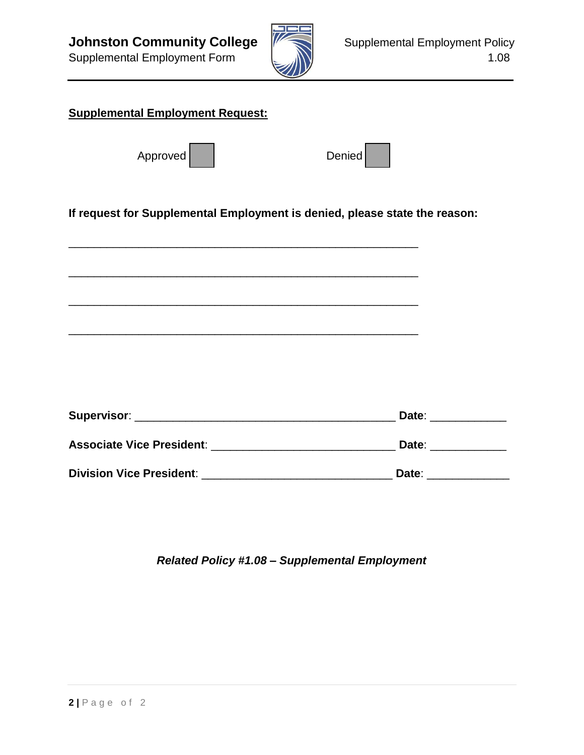**Supplemental Employment Request:**

Approved ☐ Denied ☐

**If request for Supplemental Employment is denied, please state the reason:**

\_\_\_\_\_\_\_\_\_\_\_\_\_\_\_\_\_\_\_\_\_\_\_\_\_\_\_\_\_\_\_\_\_\_\_\_\_\_\_\_\_\_\_\_\_\_\_\_\_\_\_\_\_\_\_\_\_\_

\_\_\_\_\_\_\_\_\_\_\_\_\_\_\_\_\_\_\_\_\_\_\_\_\_\_\_\_\_\_\_\_\_\_\_\_\_\_\_\_\_\_\_\_\_\_\_\_\_\_\_\_\_\_\_\_\_\_

\_\_\_\_\_\_\_\_\_\_\_\_\_\_\_\_\_\_\_\_\_\_\_\_\_\_\_\_\_\_\_\_\_\_\_\_\_\_\_\_\_\_\_\_\_\_\_\_\_\_\_\_\_\_\_\_\_\_

\_\_\_\_\_\_\_\_\_\_\_\_\_\_\_\_\_\_\_\_\_\_\_\_\_\_\_\_\_\_\_\_\_\_\_\_\_\_\_\_\_\_\_\_\_\_\_\_\_\_\_\_\_\_\_\_\_\_

**Supervisor**: \_\_\_\_\_\_\_\_\_\_\_\_\_\_\_\_\_\_\_\_\_\_\_\_\_\_\_\_\_\_\_\_\_\_\_\_\_\_\_\_\_\_ **Date**: \_\_\_\_\_\_\_\_\_\_\_\_

**Associate Vice President**: \_\_\_\_\_\_\_\_\_\_\_\_\_\_\_\_\_\_\_\_\_\_\_\_\_\_\_\_\_\_ **Date**: \_\_\_\_\_\_\_\_\_\_\_\_

**Division Vice President**: \_\_\_\_\_\_\_\_\_\_\_\_\_\_\_\_\_\_\_\_\_\_\_\_\_\_\_\_\_\_\_ **Date**: \_\_\_\_\_\_\_\_\_\_\_\_\_

***Related Policy #1.08 – Supplemental Employment***